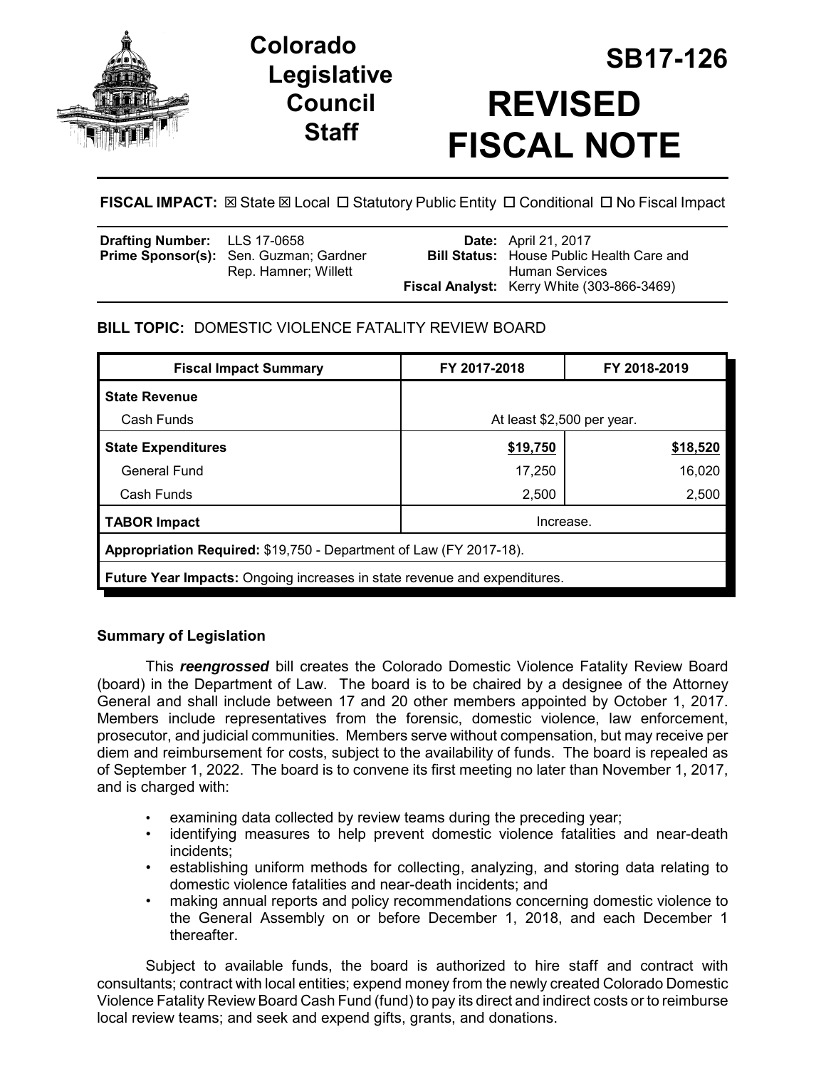# Colorado Legislative Council Staff

# SB17-126

# REVISED FISCAL NOTE

**FISCAL IMPACT:** ☒ State ☒ Local ☐ Statutory Public Entity ☐ Conditional ☐ No Fiscal Impact

| | | | |
|---|---|---|---|
| **Drafting Number:** | LLS 17-0658 | **Date:** | April 21, 2017 |
| **Prime Sponsor(s):** | Sen. Guzman; Gardner<br>Rep. Hamner; Willett | **Bill Status:** | House Public Health Care and Human Services |
| | | **Fiscal Analyst:** | Kerry White (303-866-3469) |

**BILL TOPIC:** DOMESTIC VIOLENCE FATALITY REVIEW BOARD

| Fiscal Impact Summary | FY 2017-2018 | FY 2018-2019 |
|---|---|---|
| **State Revenue** | | |
| Cash Funds | At least $2,500 per year. | |
| **State Expenditures** | **$19,750** | **$18,520** |
| General Fund | 17,250 | 16,020 |
| Cash Funds | 2,500 | 2,500 |
| **TABOR Impact** | Increase. | |
| **Appropriation Required:** $19,750 - Department of Law (FY 2017-18). | | |
| **Future Year Impacts:** Ongoing increases in state revenue and expenditures. | | |

### Summary of Legislation

This ***reengrossed*** bill creates the Colorado Domestic Violence Fatality Review Board (board) in the Department of Law. The board is to be chaired by a designee of the Attorney General and shall include between 17 and 20 other members appointed by October 1, 2017. Members include representatives from the forensic, domestic violence, law enforcement, prosecutor, and judicial communities. Members serve without compensation, but may receive per diem and reimbursement for costs, subject to the availability of funds. The board is repealed as of September 1, 2022. The board is to convene its first meeting no later than November 1, 2017, and is charged with:

- examining data collected by review teams during the preceding year;
- identifying measures to help prevent domestic violence fatalities and near-death incidents;
- establishing uniform methods for collecting, analyzing, and storing data relating to domestic violence fatalities and near-death incidents; and
- making annual reports and policy recommendations concerning domestic violence to the General Assembly on or before December 1, 2018, and each December 1 thereafter.

Subject to available funds, the board is authorized to hire staff and contract with consultants; contract with local entities; expend money from the newly created Colorado Domestic Violence Fatality Review Board Cash Fund (fund) to pay its direct and indirect costs or to reimburse local review teams; and seek and expend gifts, grants, and donations.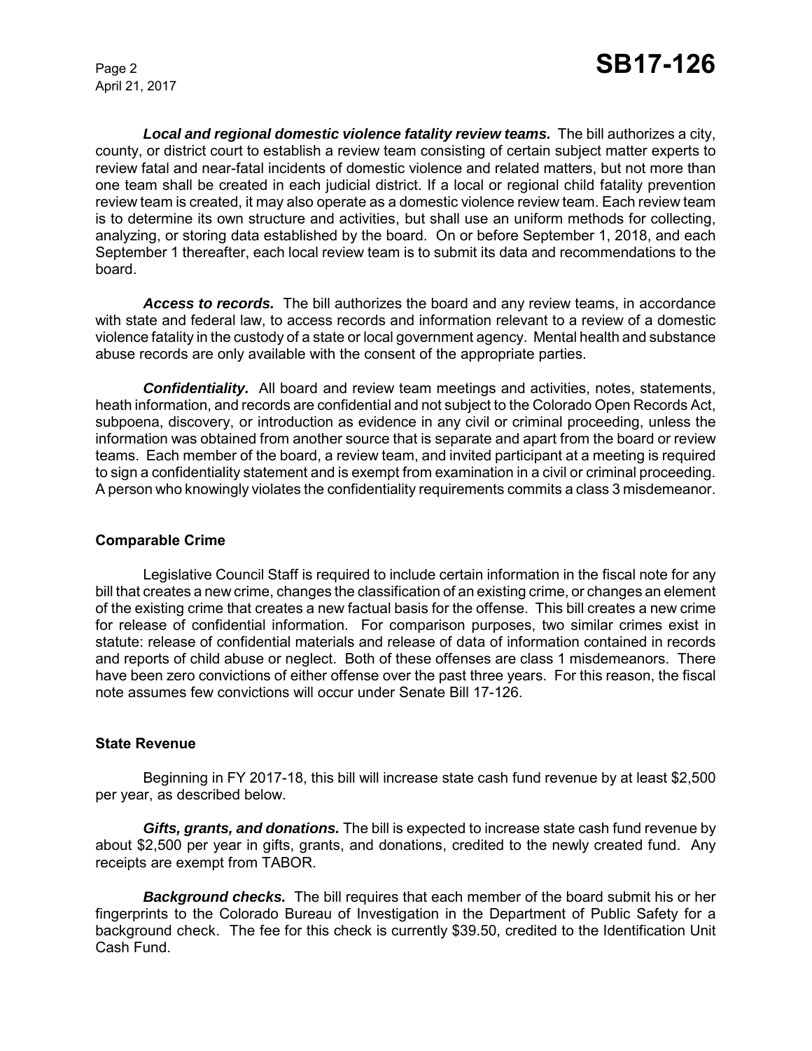***Local and regional domestic violence fatality review teams.*** The bill authorizes a city, county, or district court to establish a review team consisting of certain subject matter experts to review fatal and near-fatal incidents of domestic violence and related matters, but not more than one team shall be created in each judicial district. If a local or regional child fatality prevention review team is created, it may also operate as a domestic violence review team. Each review team is to determine its own structure and activities, but shall use an uniform methods for collecting, analyzing, or storing data established by the board. On or before September 1, 2018, and each September 1 thereafter, each local review team is to submit its data and recommendations to the board.

***Access to records.*** The bill authorizes the board and any review teams, in accordance with state and federal law, to access records and information relevant to a review of a domestic violence fatality in the custody of a state or local government agency. Mental health and substance abuse records are only available with the consent of the appropriate parties.

***Confidentiality.*** All board and review team meetings and activities, notes, statements, heath information, and records are confidential and not subject to the Colorado Open Records Act, subpoena, discovery, or introduction as evidence in any civil or criminal proceeding, unless the information was obtained from another source that is separate and apart from the board or review teams. Each member of the board, a review team, and invited participant at a meeting is required to sign a confidentiality statement and is exempt from examination in a civil or criminal proceeding. A person who knowingly violates the confidentiality requirements commits a class 3 misdemeanor.

## Comparable Crime

Legislative Council Staff is required to include certain information in the fiscal note for any bill that creates a new crime, changes the classification of an existing crime, or changes an element of the existing crime that creates a new factual basis for the offense. This bill creates a new crime for release of confidential information. For comparison purposes, two similar crimes exist in statute: release of confidential materials and release of data of information contained in records and reports of child abuse or neglect. Both of these offenses are class 1 misdemeanors. There have been zero convictions of either offense over the past three years. For this reason, the fiscal note assumes few convictions will occur under Senate Bill 17-126.

## State Revenue

Beginning in FY 2017-18, this bill will increase state cash fund revenue by at least $2,500 per year, as described below.

***Gifts, grants, and donations.*** The bill is expected to increase state cash fund revenue by about $2,500 per year in gifts, grants, and donations, credited to the newly created fund. Any receipts are exempt from TABOR.

***Background checks.*** The bill requires that each member of the board submit his or her fingerprints to the Colorado Bureau of Investigation in the Department of Public Safety for a background check. The fee for this check is currently $39.50, credited to the Identification Unit Cash Fund.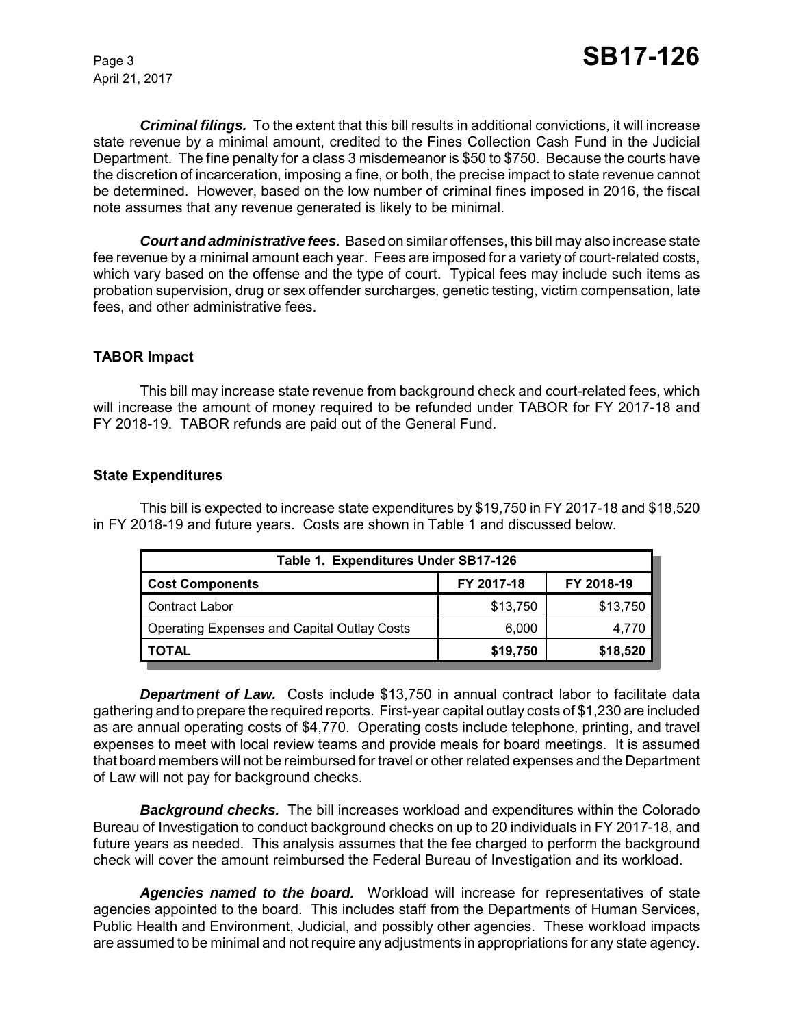***Criminal filings.*** To the extent that this bill results in additional convictions, it will increase state revenue by a minimal amount, credited to the Fines Collection Cash Fund in the Judicial Department. The fine penalty for a class 3 misdemeanor is $50 to $750. Because the courts have the discretion of incarceration, imposing a fine, or both, the precise impact to state revenue cannot be determined. However, based on the low number of criminal fines imposed in 2016, the fiscal note assumes that any revenue generated is likely to be minimal.

***Court and administrative fees.*** Based on similar offenses, this bill may also increase state fee revenue by a minimal amount each year. Fees are imposed for a variety of court-related costs, which vary based on the offense and the type of court. Typical fees may include such items as probation supervision, drug or sex offender surcharges, genetic testing, victim compensation, late fees, and other administrative fees.

**TABOR Impact**

This bill may increase state revenue from background check and court-related fees, which will increase the amount of money required to be refunded under TABOR for FY 2017-18 and FY 2018-19. TABOR refunds are paid out of the General Fund.

**State Expenditures**

This bill is expected to increase state expenditures by $19,750 in FY 2017-18 and $18,520 in FY 2018-19 and future years. Costs are shown in Table 1 and discussed below.

| Table 1. Expenditures Under SB17-126 | | |
|---|---|---|
| **Cost Components** | **FY 2017-18** | **FY 2018-19** |
| Contract Labor | $13,750 | $13,750 |
| Operating Expenses and Capital Outlay Costs | 6,000 | 4,770 |
| **TOTAL** | **$19,750** | **$18,520** |

***Department of Law.*** Costs include $13,750 in annual contract labor to facilitate data gathering and to prepare the required reports. First-year capital outlay costs of $1,230 are included as are annual operating costs of $4,770. Operating costs include telephone, printing, and travel expenses to meet with local review teams and provide meals for board meetings. It is assumed that board members will not be reimbursed for travel or other related expenses and the Department of Law will not pay for background checks.

***Background checks.*** The bill increases workload and expenditures within the Colorado Bureau of Investigation to conduct background checks on up to 20 individuals in FY 2017-18, and future years as needed. This analysis assumes that the fee charged to perform the background check will cover the amount reimbursed the Federal Bureau of Investigation and its workload.

***Agencies named to the board.*** Workload will increase for representatives of state agencies appointed to the board. This includes staff from the Departments of Human Services, Public Health and Environment, Judicial, and possibly other agencies. These workload impacts are assumed to be minimal and not require any adjustments in appropriations for any state agency.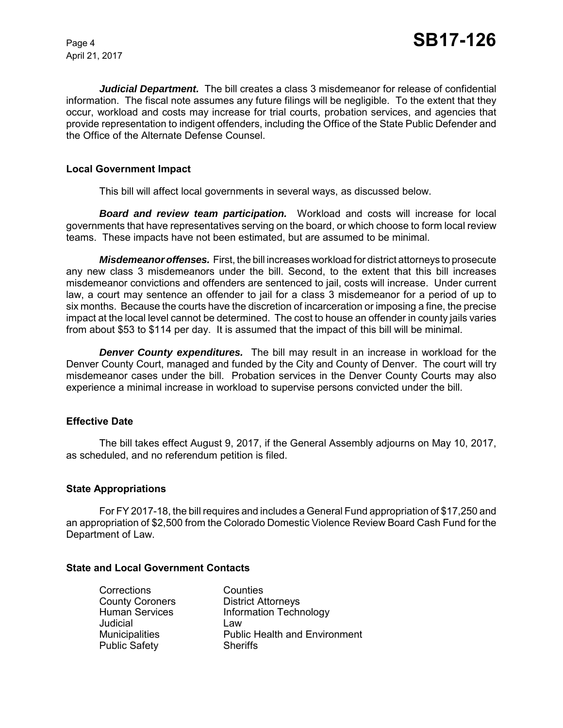***Judicial Department.*** The bill creates a class 3 misdemeanor for release of confidential information. The fiscal note assumes any future filings will be negligible. To the extent that they occur, workload and costs may increase for trial courts, probation services, and agencies that provide representation to indigent offenders, including the Office of the State Public Defender and the Office of the Alternate Defense Counsel.

## Local Government Impact

This bill will affect local governments in several ways, as discussed below.

***Board and review team participation.*** Workload and costs will increase for local governments that have representatives serving on the board, or which choose to form local review teams. These impacts have not been estimated, but are assumed to be minimal.

***Misdemeanor offenses.*** First, the bill increases workload for district attorneys to prosecute any new class 3 misdemeanors under the bill. Second, to the extent that this bill increases misdemeanor convictions and offenders are sentenced to jail, costs will increase. Under current law, a court may sentence an offender to jail for a class 3 misdemeanor for a period of up to six months. Because the courts have the discretion of incarceration or imposing a fine, the precise impact at the local level cannot be determined. The cost to house an offender in county jails varies from about $53 to $114 per day. It is assumed that the impact of this bill will be minimal.

***Denver County expenditures.*** The bill may result in an increase in workload for the Denver County Court, managed and funded by the City and County of Denver. The court will try misdemeanor cases under the bill. Probation services in the Denver County Courts may also experience a minimal increase in workload to supervise persons convicted under the bill.

## Effective Date

The bill takes effect August 9, 2017, if the General Assembly adjourns on May 10, 2017, as scheduled, and no referendum petition is filed.

## State Appropriations

For FY 2017-18, the bill requires and includes a General Fund appropriation of $17,250 and an appropriation of $2,500 from the Colorado Domestic Violence Review Board Cash Fund for the Department of Law.

## State and Local Government Contacts

| | |
|---|---|
| Corrections | Counties |
| County Coroners | District Attorneys |
| Human Services | Information Technology |
| Judicial | Law |
| Municipalities | Public Health and Environment |
| Public Safety | Sheriffs |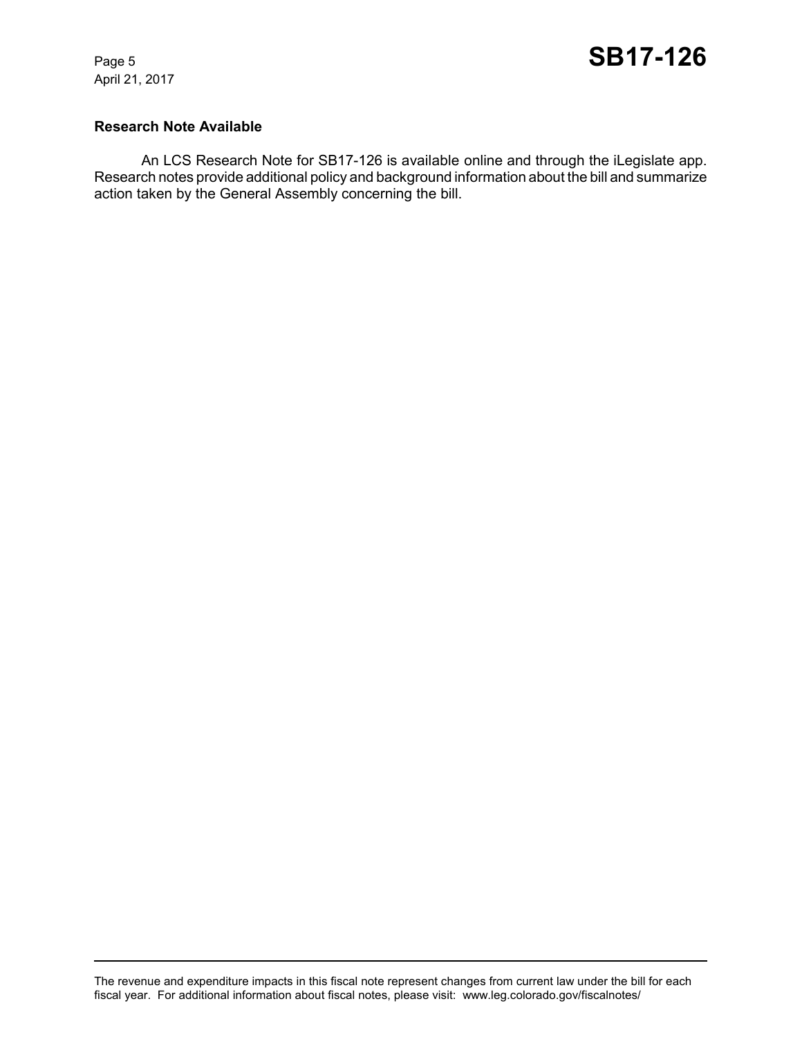**Research Note Available**

An LCS Research Note for SB17-126 is available online and through the iLegislate app. Research notes provide additional policy and background information about the bill and summarize action taken by the General Assembly concerning the bill.